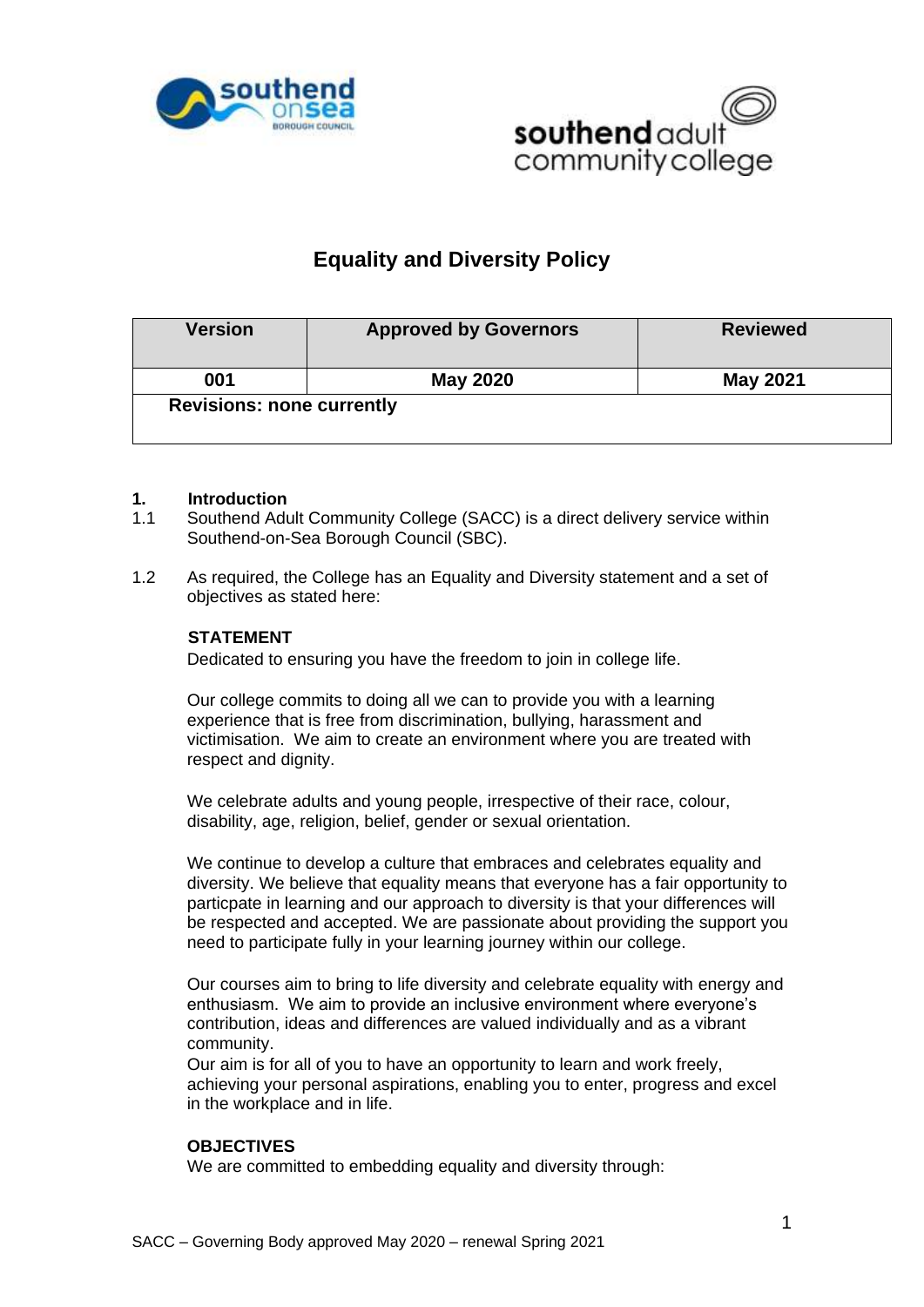# Equality and Diversity Policy

| Version | Approved by Governors | Reviewed |
|---|---|---|
| 001 | May 2020 | May 2021 |
| **Revisions: none currently** | | |

## 1. Introduction

1.1 Southend Adult Community College (SACC) is a direct delivery service within Southend-on-Sea Borough Council (SBC).

1.2 As required, the College has an Equality and Diversity statement and a set of objectives as stated here:

**STATEMENT**

Dedicated to ensuring you have the freedom to join in college life.

Our college commits to doing all we can to provide you with a learning experience that is free from discrimination, bullying, harassment and victimisation. We aim to create an environment where you are treated with respect and dignity.

We celebrate adults and young people, irrespective of their race, colour, disability, age, religion, belief, gender or sexual orientation.

We continue to develop a culture that embraces and celebrates equality and diversity. We believe that equality means that everyone has a fair opportunity to particpate in learning and our approach to diversity is that your differences will be respected and accepted. We are passionate about providing the support you need to participate fully in your learning journey within our college.

Our courses aim to bring to life diversity and celebrate equality with energy and enthusiasm. We aim to provide an inclusive environment where everyone's contribution, ideas and differences are valued individually and as a vibrant community.

Our aim is for all of you to have an opportunity to learn and work freely, achieving your personal aspirations, enabling you to enter, progress and excel in the workplace and in life.

**OBJECTIVES**

We are committed to embedding equality and diversity through: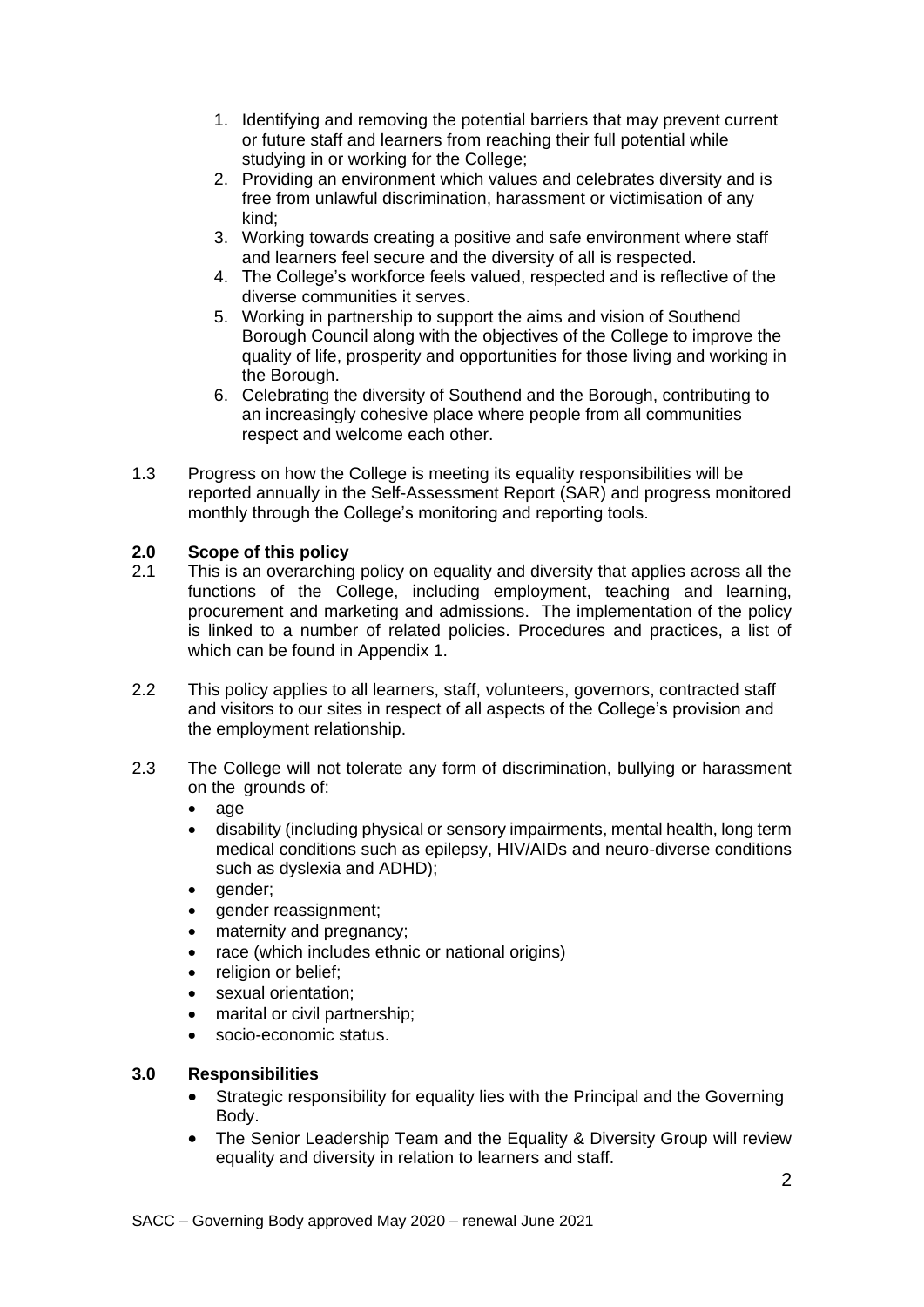1. Identifying and removing the potential barriers that may prevent current or future staff and learners from reaching their full potential while studying in or working for the College;
2. Providing an environment which values and celebrates diversity and is free from unlawful discrimination, harassment or victimisation of any kind;
3. Working towards creating a positive and safe environment where staff and learners feel secure and the diversity of all is respected.
4. The College's workforce feels valued, respected and is reflective of the diverse communities it serves.
5. Working in partnership to support the aims and vision of Southend Borough Council along with the objectives of the College to improve the quality of life, prosperity and opportunities for those living and working in the Borough.
6. Celebrating the diversity of Southend and the Borough, contributing to an increasingly cohesive place where people from all communities respect and welcome each other.

1.3 Progress on how the College is meeting its equality responsibilities will be reported annually in the Self-Assessment Report (SAR) and progress monitored monthly through the College's monitoring and reporting tools.

## 2.0 Scope of this policy

2.1 This is an overarching policy on equality and diversity that applies across all the functions of the College, including employment, teaching and learning, procurement and marketing and admissions. The implementation of the policy is linked to a number of related policies. Procedures and practices, a list of which can be found in Appendix 1.

2.2 This policy applies to all learners, staff, volunteers, governors, contracted staff and visitors to our sites in respect of all aspects of the College's provision and the employment relationship.

2.3 The College will not tolerate any form of discrimination, bullying or harassment on the grounds of:

- age
- disability (including physical or sensory impairments, mental health, long term medical conditions such as epilepsy, HIV/AIDs and neuro-diverse conditions such as dyslexia and ADHD);
- gender;
- gender reassignment;
- maternity and pregnancy;
- race (which includes ethnic or national origins)
- religion or belief;
- sexual orientation;
- marital or civil partnership;
- socio-economic status.

## 3.0 Responsibilities

- Strategic responsibility for equality lies with the Principal and the Governing Body.
- The Senior Leadership Team and the Equality & Diversity Group will review equality and diversity in relation to learners and staff.

SACC – Governing Body approved May 2020 – renewal June 2021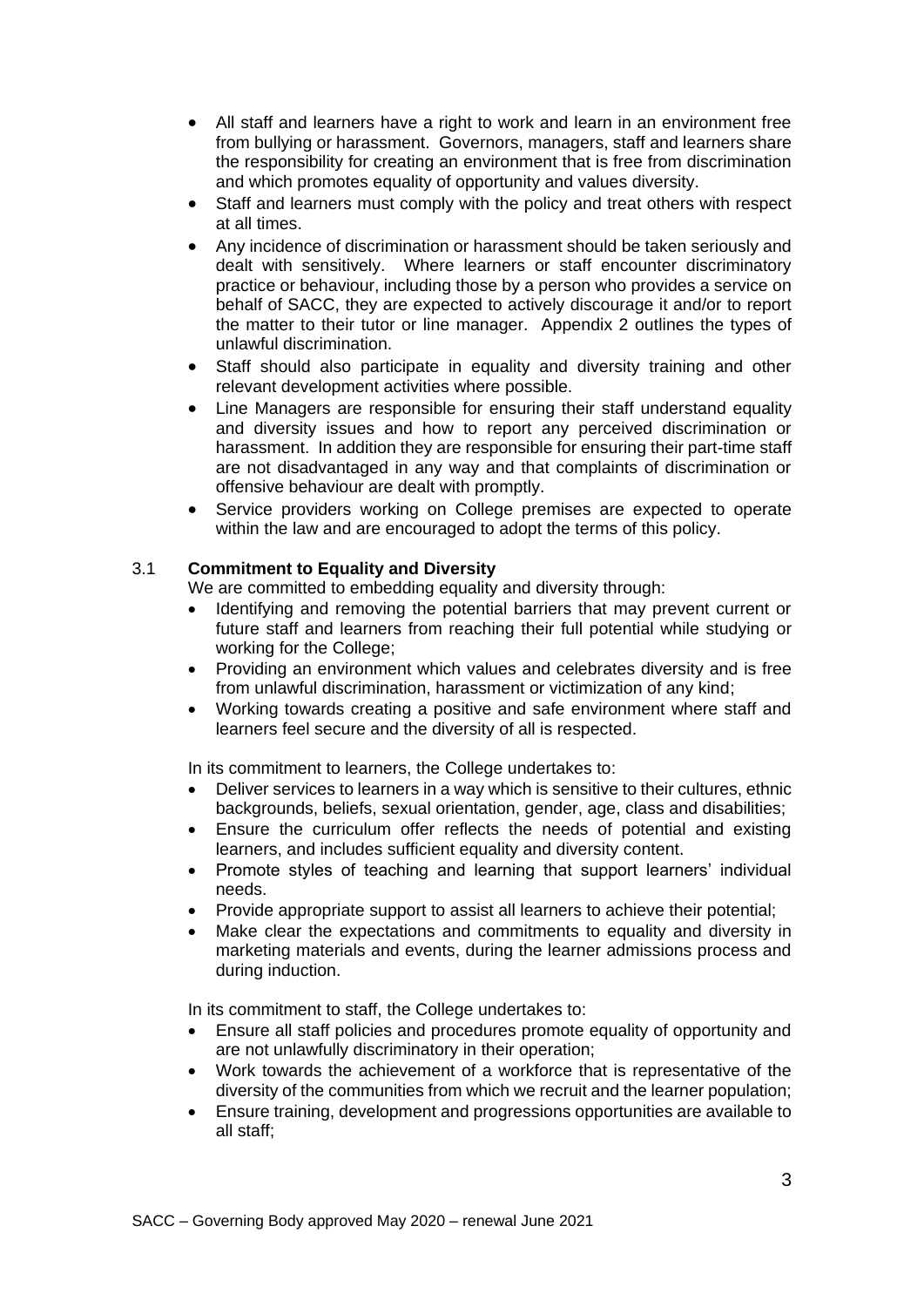- All staff and learners have a right to work and learn in an environment free from bullying or harassment. Governors, managers, staff and learners share the responsibility for creating an environment that is free from discrimination and which promotes equality of opportunity and values diversity.
- Staff and learners must comply with the policy and treat others with respect at all times.
- Any incidence of discrimination or harassment should be taken seriously and dealt with sensitively. Where learners or staff encounter discriminatory practice or behaviour, including those by a person who provides a service on behalf of SACC, they are expected to actively discourage it and/or to report the matter to their tutor or line manager. Appendix 2 outlines the types of unlawful discrimination.
- Staff should also participate in equality and diversity training and other relevant development activities where possible.
- Line Managers are responsible for ensuring their staff understand equality and diversity issues and how to report any perceived discrimination or harassment. In addition they are responsible for ensuring their part-time staff are not disadvantaged in any way and that complaints of discrimination or offensive behaviour are dealt with promptly.
- Service providers working on College premises are expected to operate within the law and are encouraged to adopt the terms of this policy.

## 3.1 Commitment to Equality and Diversity

We are committed to embedding equality and diversity through:

- Identifying and removing the potential barriers that may prevent current or future staff and learners from reaching their full potential while studying or working for the College;
- Providing an environment which values and celebrates diversity and is free from unlawful discrimination, harassment or victimization of any kind;
- Working towards creating a positive and safe environment where staff and learners feel secure and the diversity of all is respected.

In its commitment to learners, the College undertakes to:

- Deliver services to learners in a way which is sensitive to their cultures, ethnic backgrounds, beliefs, sexual orientation, gender, age, class and disabilities;
- Ensure the curriculum offer reflects the needs of potential and existing learners, and includes sufficient equality and diversity content.
- Promote styles of teaching and learning that support learners' individual needs.
- Provide appropriate support to assist all learners to achieve their potential;
- Make clear the expectations and commitments to equality and diversity in marketing materials and events, during the learner admissions process and during induction.

In its commitment to staff, the College undertakes to:

- Ensure all staff policies and procedures promote equality of opportunity and are not unlawfully discriminatory in their operation;
- Work towards the achievement of a workforce that is representative of the diversity of the communities from which we recruit and the learner population;
- Ensure training, development and progressions opportunities are available to all staff;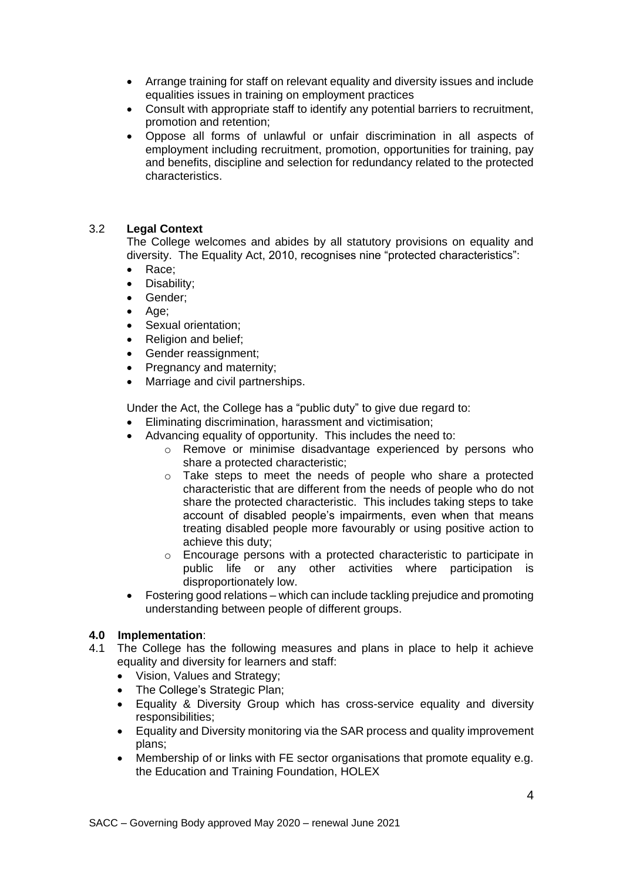- Arrange training for staff on relevant equality and diversity issues and include equalities issues in training on employment practices
- Consult with appropriate staff to identify any potential barriers to recruitment, promotion and retention;
- Oppose all forms of unlawful or unfair discrimination in all aspects of employment including recruitment, promotion, opportunities for training, pay and benefits, discipline and selection for redundancy related to the protected characteristics.

### 3.2 Legal Context

The College welcomes and abides by all statutory provisions on equality and diversity. The Equality Act, 2010, recognises nine "protected characteristics":

- Race;
- Disability;
- Gender;
- Age;
- Sexual orientation;
- Religion and belief;
- Gender reassignment;
- Pregnancy and maternity;
- Marriage and civil partnerships.

Under the Act, the College has a "public duty" to give due regard to:

- Eliminating discrimination, harassment and victimisation;
- Advancing equality of opportunity. This includes the need to:
    - Remove or minimise disadvantage experienced by persons who share a protected characteristic;
    - Take steps to meet the needs of people who share a protected characteristic that are different from the needs of people who do not share the protected characteristic. This includes taking steps to take account of disabled people's impairments, even when that means treating disabled people more favourably or using positive action to achieve this duty;
    - Encourage persons with a protected characteristic to participate in public life or any other activities where participation is disproportionately low.
- Fostering good relations – which can include tackling prejudice and promoting understanding between people of different groups.

## 4.0 Implementation:

4.1 The College has the following measures and plans in place to help it achieve equality and diversity for learners and staff:

- Vision, Values and Strategy;
- The College's Strategic Plan;
- Equality & Diversity Group which has cross-service equality and diversity responsibilities;
- Equality and Diversity monitoring via the SAR process and quality improvement plans;
- Membership of or links with FE sector organisations that promote equality e.g. the Education and Training Foundation, HOLEX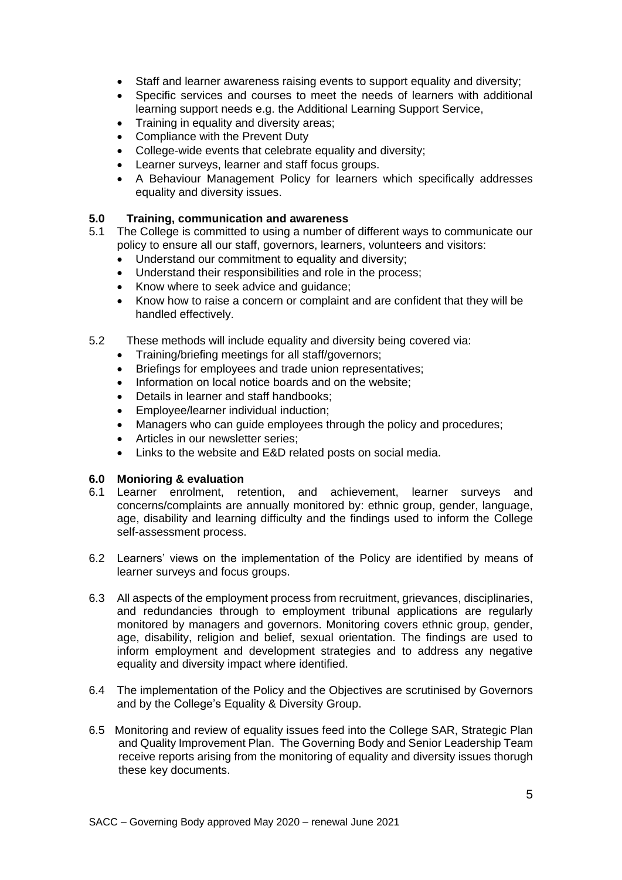- Staff and learner awareness raising events to support equality and diversity;
- Specific services and courses to meet the needs of learners with additional learning support needs e.g. the Additional Learning Support Service,
- Training in equality and diversity areas;
- Compliance with the Prevent Duty
- College-wide events that celebrate equality and diversity;
- Learner surveys, learner and staff focus groups.
- A Behaviour Management Policy for learners which specifically addresses equality and diversity issues.

## 5.0 Training, communication and awareness

5.1 The College is committed to using a number of different ways to communicate our policy to ensure all our staff, governors, learners, volunteers and visitors:

- Understand our commitment to equality and diversity;
- Understand their responsibilities and role in the process;
- Know where to seek advice and guidance;
- Know how to raise a concern or complaint and are confident that they will be handled effectively.

5.2 These methods will include equality and diversity being covered via:

- Training/briefing meetings for all staff/governors;
- Briefings for employees and trade union representatives;
- Information on local notice boards and on the website;
- Details in learner and staff handbooks;
- Employee/learner individual induction;
- Managers who can guide employees through the policy and procedures;
- Articles in our newsletter series;
- Links to the website and E&D related posts on social media.

## 6.0 Monioring & evaluation

6.1 Learner enrolment, retention, and achievement, learner surveys and concerns/complaints are annually monitored by: ethnic group, gender, language, age, disability and learning difficulty and the findings used to inform the College self-assessment process.

6.2 Learners' views on the implementation of the Policy are identified by means of learner surveys and focus groups.

6.3 All aspects of the employment process from recruitment, grievances, disciplinaries, and redundancies through to employment tribunal applications are regularly monitored by managers and governors. Monitoring covers ethnic group, gender, age, disability, religion and belief, sexual orientation. The findings are used to inform employment and development strategies and to address any negative equality and diversity impact where identified.

6.4 The implementation of the Policy and the Objectives are scrutinised by Governors and by the College's Equality & Diversity Group.

6.5 Monitoring and review of equality issues feed into the College SAR, Strategic Plan and Quality Improvement Plan. The Governing Body and Senior Leadership Team receive reports arising from the monitoring of equality and diversity issues thorugh these key documents.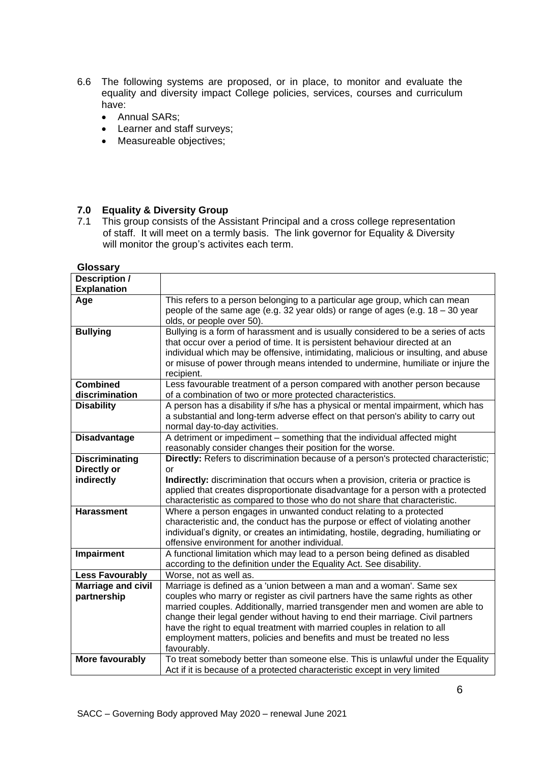6.6 The following systems are proposed, or in place, to monitor and evaluate the equality and diversity impact College policies, services, courses and curriculum have:

- Annual SARs;
- Learner and staff surveys;
- Measureable objectives;

## 7.0 Equality & Diversity Group

7.1 This group consists of the Assistant Principal and a cross college representation of staff. It will meet on a termly basis. The link governor for Equality & Diversity will monitor the group's activites each term.

**Glossary**

| **Description / Explanation** | |
|---|---|
| **Age** | This refers to a person belonging to a particular age group, which can mean people of the same age (e.g. 32 year olds) or range of ages (e.g. 18 – 30 year olds, or people over 50). |
| **Bullying** | Bullying is a form of harassment and is usually considered to be a series of acts that occur over a period of time. It is persistent behaviour directed at an individual which may be offensive, intimidating, malicious or insulting, and abuse or misuse of power through means intended to undermine, humiliate or injure the recipient. |
| **Combined discrimination** | Less favourable treatment of a person compared with another person because of a combination of two or more protected characteristics. |
| **Disability** | A person has a disability if s/he has a physical or mental impairment, which has a substantial and long-term adverse effect on that person's ability to carry out normal day-to-day activities. |
| **Disadvantage** | A detriment or impediment – something that the individual affected might reasonably consider changes their position for the worse. |
| **Discriminating Directly or indirectly** | **Directly:** Refers to discrimination because of a person's protected characteristic; or<br>**Indirectly:** discrimination that occurs when a provision, criteria or practice is applied that creates disproportionate disadvantage for a person with a protected characteristic as compared to those who do not share that characteristic. |
| **Harassment** | Where a person engages in unwanted conduct relating to a protected characteristic and, the conduct has the purpose or effect of violating another individual's dignity, or creates an intimidating, hostile, degrading, humiliating or offensive environment for another individual. |
| **Impairment** | A functional limitation which may lead to a person being defined as disabled according to the definition under the Equality Act. See disability. |
| **Less Favourably** | Worse, not as well as. |
| **Marriage and civil partnership** | Marriage is defined as a 'union between a man and a woman'. Same sex couples who marry or register as civil partners have the same rights as other married couples. Additionally, married transgender men and women are able to change their legal gender without having to end their marriage. Civil partners have the right to equal treatment with married couples in relation to all employment matters, policies and benefits and must be treated no less favourably. |
| **More favourably** | To treat somebody better than someone else. This is unlawful under the Equality Act if it is because of a protected characteristic except in very limited |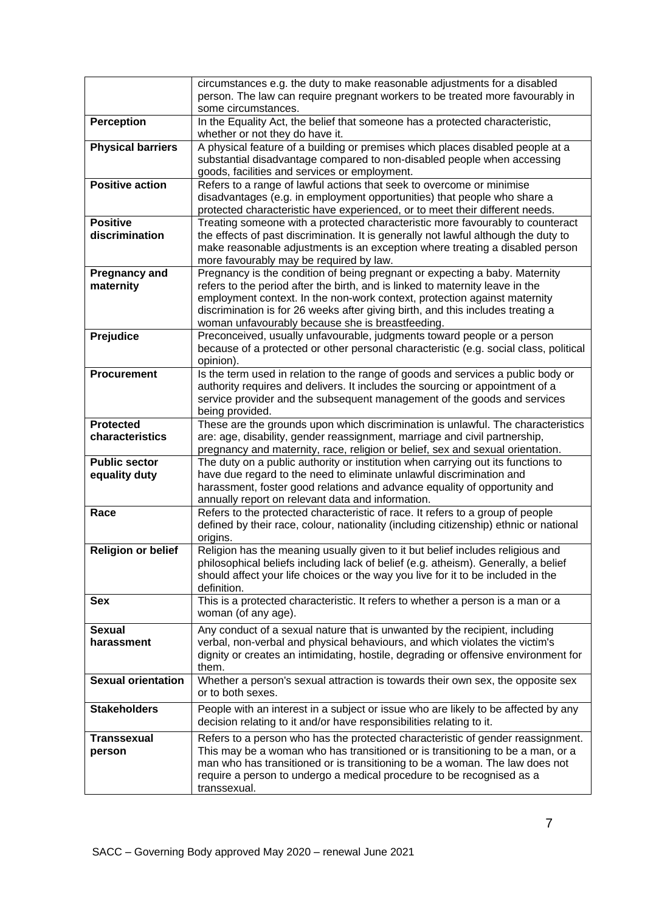| | |
|---|---|
| | circumstances e.g. the duty to make reasonable adjustments for a disabled person. The law can require pregnant workers to be treated more favourably in some circumstances. |
| **Perception** | In the Equality Act, the belief that someone has a protected characteristic, whether or not they do have it. |
| **Physical barriers** | A physical feature of a building or premises which places disabled people at a substantial disadvantage compared to non-disabled people when accessing goods, facilities and services or employment. |
| **Positive action** | Refers to a range of lawful actions that seek to overcome or minimise disadvantages (e.g. in employment opportunities) that people who share a protected characteristic have experienced, or to meet their different needs. |
| **Positive discrimination** | Treating someone with a protected characteristic more favourably to counteract the effects of past discrimination. It is generally not lawful although the duty to make reasonable adjustments is an exception where treating a disabled person more favourably may be required by law. |
| **Pregnancy and maternity** | Pregnancy is the condition of being pregnant or expecting a baby. Maternity refers to the period after the birth, and is linked to maternity leave in the employment context. In the non-work context, protection against maternity discrimination is for 26 weeks after giving birth, and this includes treating a woman unfavourably because she is breastfeeding. |
| **Prejudice** | Preconceived, usually unfavourable, judgments toward people or a person because of a protected or other personal characteristic (e.g. social class, political opinion). |
| **Procurement** | Is the term used in relation to the range of goods and services a public body or authority requires and delivers. It includes the sourcing or appointment of a service provider and the subsequent management of the goods and services being provided. |
| **Protected characteristics** | These are the grounds upon which discrimination is unlawful. The characteristics are: age, disability, gender reassignment, marriage and civil partnership, pregnancy and maternity, race, religion or belief, sex and sexual orientation. |
| **Public sector equality duty** | The duty on a public authority or institution when carrying out its functions to have due regard to the need to eliminate unlawful discrimination and harassment, foster good relations and advance equality of opportunity and annually report on relevant data and information. |
| **Race** | Refers to the protected characteristic of race. It refers to a group of people defined by their race, colour, nationality (including citizenship) ethnic or national origins. |
| **Religion or belief** | Religion has the meaning usually given to it but belief includes religious and philosophical beliefs including lack of belief (e.g. atheism). Generally, a belief should affect your life choices or the way you live for it to be included in the definition. |
| **Sex** | This is a protected characteristic. It refers to whether a person is a man or a woman (of any age). |
| **Sexual harassment** | Any conduct of a sexual nature that is unwanted by the recipient, including verbal, non-verbal and physical behaviours, and which violates the victim's dignity or creates an intimidating, hostile, degrading or offensive environment for them. |
| **Sexual orientation** | Whether a person's sexual attraction is towards their own sex, the opposite sex or to both sexes. |
| **Stakeholders** | People with an interest in a subject or issue who are likely to be affected by any decision relating to it and/or have responsibilities relating to it. |
| **Transsexual person** | Refers to a person who has the protected characteristic of gender reassignment. This may be a woman who has transitioned or is transitioning to be a man, or a man who has transitioned or is transitioning to be a woman. The law does not require a person to undergo a medical procedure to be recognised as a transsexual. |

SACC – Governing Body approved May 2020 – renewal June 2021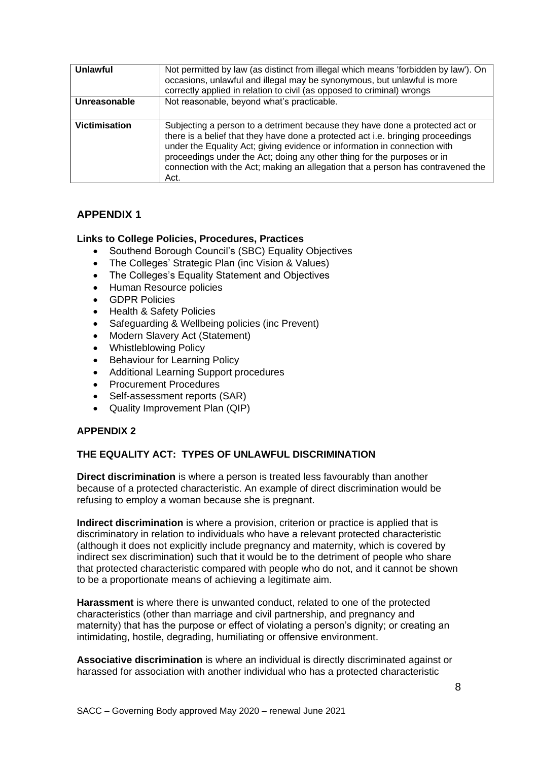| | |
|---|---|
| **Unlawful** | Not permitted by law (as distinct from illegal which means 'forbidden by law'). On occasions, unlawful and illegal may be synonymous, but unlawful is more correctly applied in relation to civil (as opposed to criminal) wrongs |
| **Unreasonable** | Not reasonable, beyond what's practicable. |
| **Victimisation** | Subjecting a person to a detriment because they have done a protected act or there is a belief that they have done a protected act i.e. bringing proceedings under the Equality Act; giving evidence or information in connection with proceedings under the Act; doing any other thing for the purposes or in connection with the Act; making an allegation that a person has contravened the Act. |

## APPENDIX 1

**Links to College Policies, Procedures, Practices**

- Southend Borough Council's (SBC) Equality Objectives
- The Colleges' Strategic Plan (inc Vision & Values)
- The Colleges's Equality Statement and Objectives
- Human Resource policies
- GDPR Policies
- Health & Safety Policies
- Safeguarding & Wellbeing policies (inc Prevent)
- Modern Slavery Act (Statement)
- Whistleblowing Policy
- Behaviour for Learning Policy
- Additional Learning Support procedures
- Procurement Procedures
- Self-assessment reports (SAR)
- Quality Improvement Plan (QIP)

### APPENDIX 2

### THE EQUALITY ACT: TYPES OF UNLAWFUL DISCRIMINATION

**Direct discrimination** is where a person is treated less favourably than another because of a protected characteristic. An example of direct discrimination would be refusing to employ a woman because she is pregnant.

**Indirect discrimination** is where a provision, criterion or practice is applied that is discriminatory in relation to individuals who have a relevant protected characteristic (although it does not explicitly include pregnancy and maternity, which is covered by indirect sex discrimination) such that it would be to the detriment of people who share that protected characteristic compared with people who do not, and it cannot be shown to be a proportionate means of achieving a legitimate aim.

**Harassment** is where there is unwanted conduct, related to one of the protected characteristics (other than marriage and civil partnership, and pregnancy and maternity) that has the purpose or effect of violating a person's dignity; or creating an intimidating, hostile, degrading, humiliating or offensive environment.

**Associative discrimination** is where an individual is directly discriminated against or harassed for association with another individual who has a protected characteristic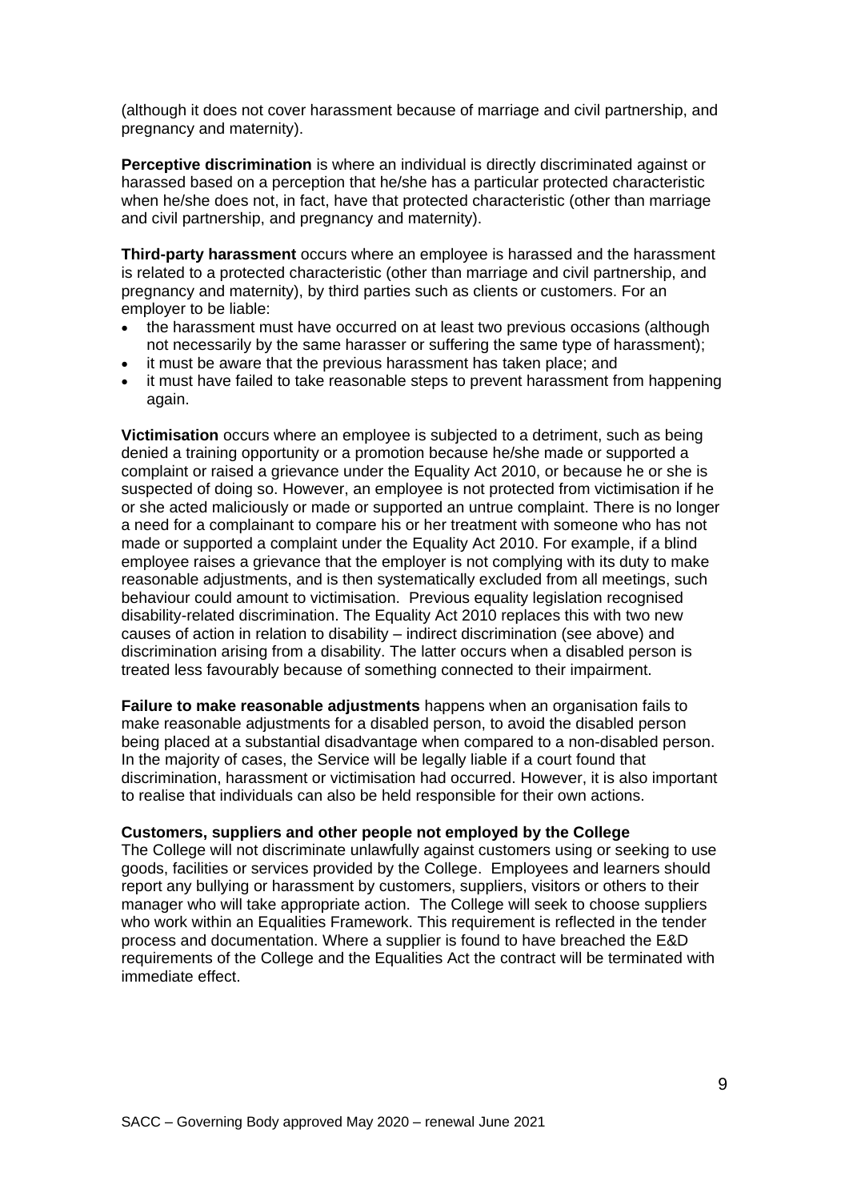(although it does not cover harassment because of marriage and civil partnership, and pregnancy and maternity).

**Perceptive discrimination** is where an individual is directly discriminated against or harassed based on a perception that he/she has a particular protected characteristic when he/she does not, in fact, have that protected characteristic (other than marriage and civil partnership, and pregnancy and maternity).

**Third-party harassment** occurs where an employee is harassed and the harassment is related to a protected characteristic (other than marriage and civil partnership, and pregnancy and maternity), by third parties such as clients or customers. For an employer to be liable:

- the harassment must have occurred on at least two previous occasions (although not necessarily by the same harasser or suffering the same type of harassment);
- it must be aware that the previous harassment has taken place; and
- it must have failed to take reasonable steps to prevent harassment from happening again.

**Victimisation** occurs where an employee is subjected to a detriment, such as being denied a training opportunity or a promotion because he/she made or supported a complaint or raised a grievance under the Equality Act 2010, or because he or she is suspected of doing so. However, an employee is not protected from victimisation if he or she acted maliciously or made or supported an untrue complaint. There is no longer a need for a complainant to compare his or her treatment with someone who has not made or supported a complaint under the Equality Act 2010. For example, if a blind employee raises a grievance that the employer is not complying with its duty to make reasonable adjustments, and is then systematically excluded from all meetings, such behaviour could amount to victimisation. Previous equality legislation recognised disability-related discrimination. The Equality Act 2010 replaces this with two new causes of action in relation to disability – indirect discrimination (see above) and discrimination arising from a disability. The latter occurs when a disabled person is treated less favourably because of something connected to their impairment.

**Failure to make reasonable adjustments** happens when an organisation fails to make reasonable adjustments for a disabled person, to avoid the disabled person being placed at a substantial disadvantage when compared to a non-disabled person. In the majority of cases, the Service will be legally liable if a court found that discrimination, harassment or victimisation had occurred. However, it is also important to realise that individuals can also be held responsible for their own actions.

**Customers, suppliers and other people not employed by the College**

The College will not discriminate unlawfully against customers using or seeking to use goods, facilities or services provided by the College. Employees and learners should report any bullying or harassment by customers, suppliers, visitors or others to their manager who will take appropriate action. The College will seek to choose suppliers who work within an Equalities Framework. This requirement is reflected in the tender process and documentation. Where a supplier is found to have breached the E&D requirements of the College and the Equalities Act the contract will be terminated with immediate effect.